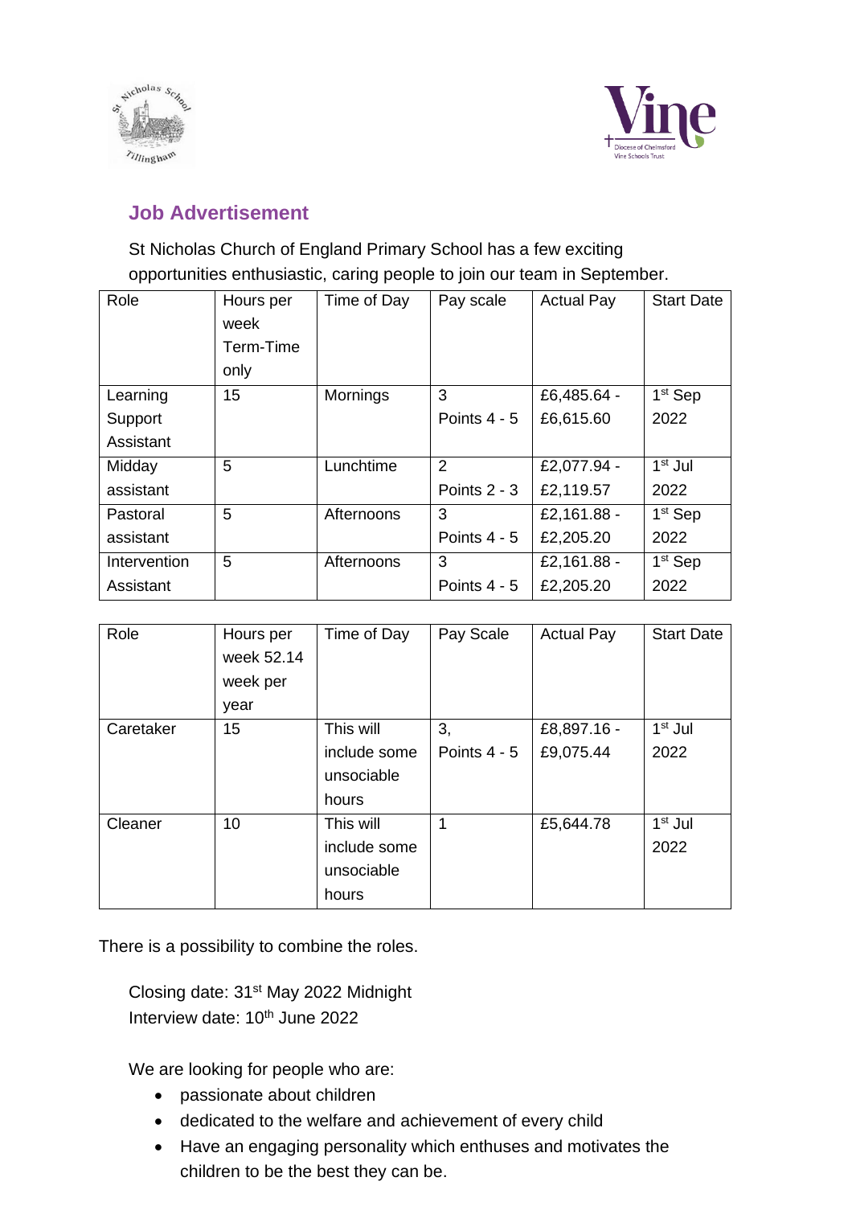## Job Advertisement

St Nicholas Church of England Primary School has a few exciting opportunities enthusiastic, caring people to join our team in September.

| Role | Hours per week Term-Time only | Time of Day | Pay scale | Actual Pay | Start Date |
|---|---|---|---|---|---|
| Learning Support Assistant | 15 | Mornings | 3 Points 4 - 5 | £6,485.64 - £6,615.60 | 1st Sep 2022 |
| Midday assistant | 5 | Lunchtime | 2 Points 2 - 3 | £2,077.94 - £2,119.57 | 1st Jul 2022 |
| Pastoral assistant | 5 | Afternoons | 3 Points 4 - 5 | £2,161.88 - £2,205.20 | 1st Sep 2022 |
| Intervention Assistant | 5 | Afternoons | 3 Points 4 - 5 | £2,161.88 - £2,205.20 | 1st Sep 2022 |

| Role | Hours per week 52.14 week per year | Time of Day | Pay Scale | Actual Pay | Start Date |
|---|---|---|---|---|---|
| Caretaker | 15 | This will include some unsociable hours | 3, Points 4 - 5 | £8,897.16 - £9,075.44 | 1st Jul 2022 |
| Cleaner | 10 | This will include some unsociable hours | 1 | £5,644.78 | 1st Jul 2022 |

There is a possibility to combine the roles.

Closing date: 31st May 2022 Midnight
Interview date: 10th June 2022

We are looking for people who are:

- passionate about children
- dedicated to the welfare and achievement of every child
- Have an engaging personality which enthuses and motivates the children to be the best they can be.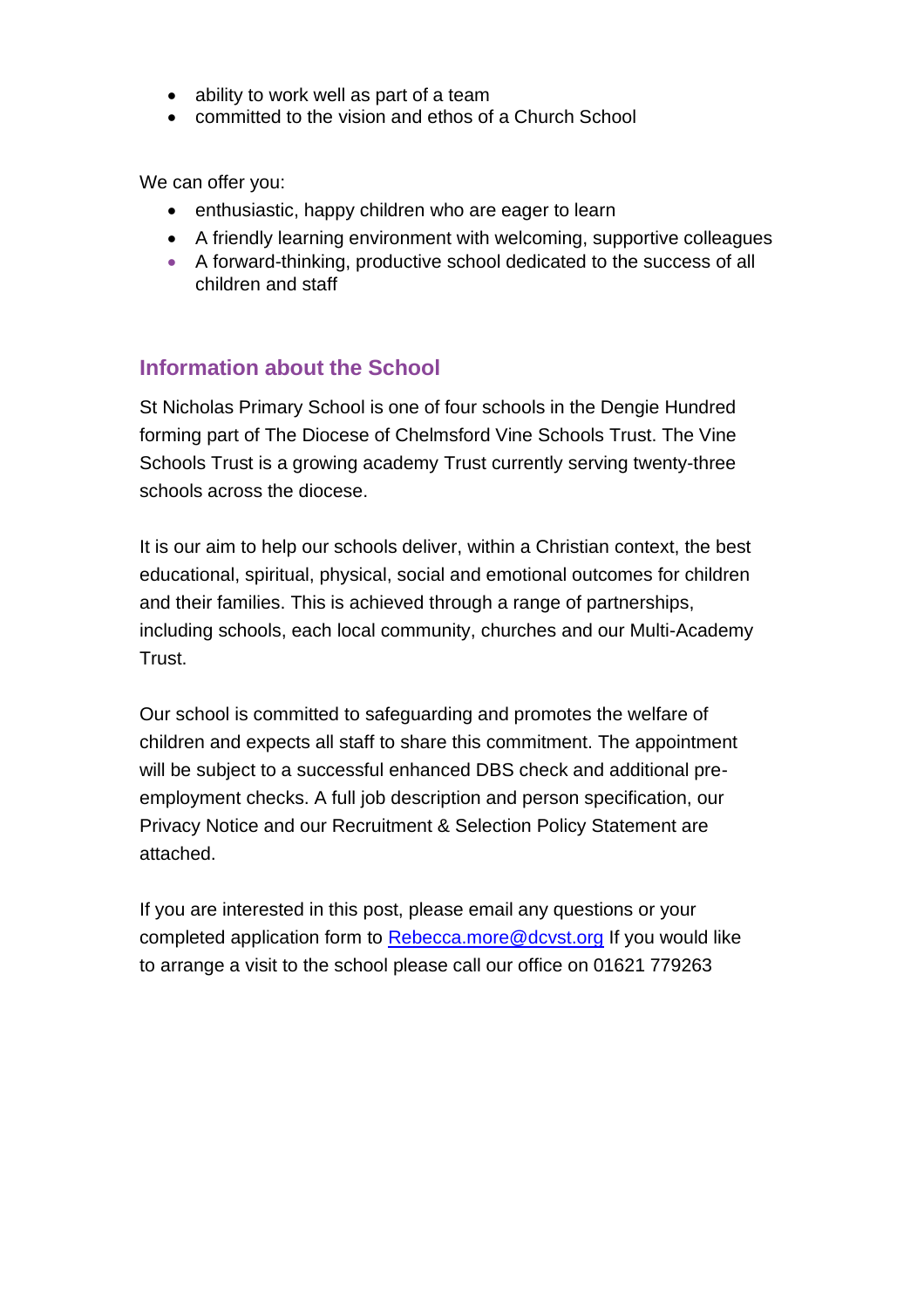- ability to work well as part of a team
- committed to the vision and ethos of a Church School

We can offer you:

- enthusiastic, happy children who are eager to learn
- A friendly learning environment with welcoming, supportive colleagues
- A forward-thinking, productive school dedicated to the success of all children and staff

## Information about the School

St Nicholas Primary School is one of four schools in the Dengie Hundred forming part of The Diocese of Chelmsford Vine Schools Trust. The Vine Schools Trust is a growing academy Trust currently serving twenty-three schools across the diocese.

It is our aim to help our schools deliver, within a Christian context, the best educational, spiritual, physical, social and emotional outcomes for children and their families. This is achieved through a range of partnerships, including schools, each local community, churches and our Multi-Academy Trust.

Our school is committed to safeguarding and promotes the welfare of children and expects all staff to share this commitment. The appointment will be subject to a successful enhanced DBS check and additional pre-employment checks. A full job description and person specification, our Privacy Notice and our Recruitment & Selection Policy Statement are attached.

If you are interested in this post, please email any questions or your completed application form to [Rebecca.more@dcvst.org](mailto:Rebecca.more@dcvst.org) If you would like to arrange a visit to the school please call our office on 01621 779263